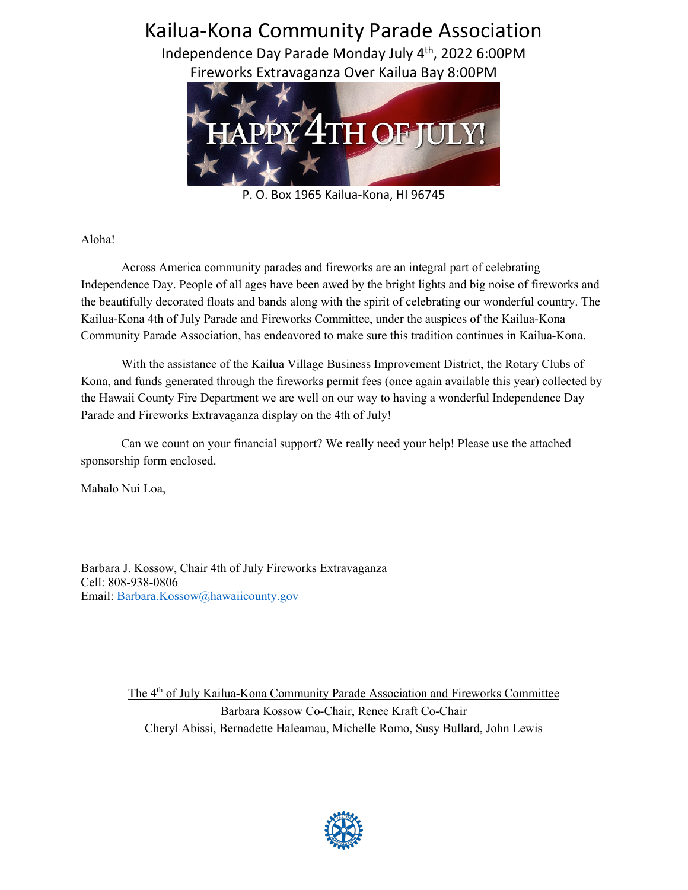# Kailua-Kona Community Parade Association

Independence Day Parade Monday July 4th, 2022 6:00PM

Fireworks Extravaganza Over Kailua Bay 8:00PM

P. O. Box 1965 Kailua-Kona, HI 96745

Aloha!

Across America community parades and fireworks are an integral part of celebrating Independence Day. People of all ages have been awed by the bright lights and big noise of fireworks and the beautifully decorated floats and bands along with the spirit of celebrating our wonderful country. The Kailua-Kona 4th of July Parade and Fireworks Committee, under the auspices of the Kailua-Kona Community Parade Association, has endeavored to make sure this tradition continues in Kailua-Kona.

With the assistance of the Kailua Village Business Improvement District, the Rotary Clubs of Kona, and funds generated through the fireworks permit fees (once again available this year) collected by the Hawaii County Fire Department we are well on our way to having a wonderful Independence Day Parade and Fireworks Extravaganza display on the 4th of July!

Can we count on your financial support? We really need your help! Please use the attached sponsorship form enclosed.

Mahalo Nui Loa,

Barbara J. Kossow, Chair 4th of July Fireworks Extravaganza
Cell: 808-938-0806
Email: Barbara.Kossow@hawaiicounty.gov

The 4th of July Kailua-Kona Community Parade Association and Fireworks Committee

Barbara Kossow Co-Chair, Renee Kraft Co-Chair

Cheryl Abissi, Bernadette Haleamau, Michelle Romo, Susy Bullard, John Lewis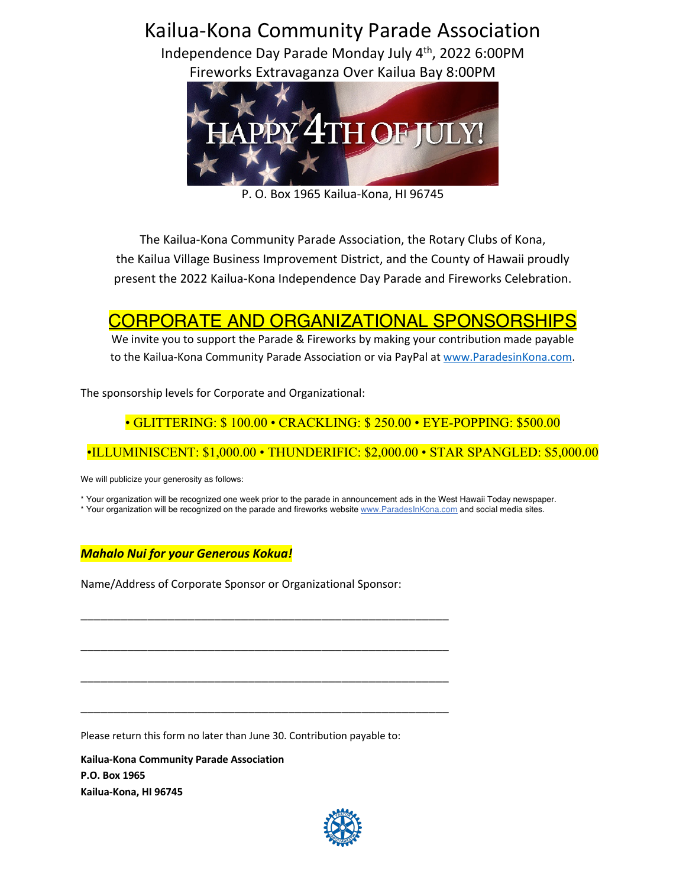# Kailua-Kona Community Parade Association

Independence Day Parade Monday July 4th, 2022 6:00PM

Fireworks Extravaganza Over Kailua Bay 8:00PM

HAPPY 4TH OF JULY!

P. O. Box 1965 Kailua-Kona, HI 96745

The Kailua-Kona Community Parade Association, the Rotary Clubs of Kona, the Kailua Village Business Improvement District, and the County of Hawaii proudly present the 2022 Kailua-Kona Independence Day Parade and Fireworks Celebration.

## CORPORATE AND ORGANIZATIONAL SPONSORSHIPS

We invite you to support the Parade & Fireworks by making your contribution made payable to the Kailua-Kona Community Parade Association or via PayPal at www.ParadesinKona.com.

The sponsorship levels for Corporate and Organizational:

• GLITTERING: $ 100.00 • CRACKLING: $ 250.00 • EYE-POPPING: $500.00

•ILLUMINISCENT: $1,000.00 • THUNDERIFIC: $2,000.00 • STAR SPANGLED: $5,000.00

We will publicize your generosity as follows:

* Your organization will be recognized one week prior to the parade in announcement ads in the West Hawaii Today newspaper.
* Your organization will be recognized on the parade and fireworks website www.ParadesInKona.com and social media sites.

***Mahalo Nui for your Generous Kokua!***

Name/Address of Corporate Sponsor or Organizational Sponsor:

______________________________________________________________

______________________________________________________________

______________________________________________________________

______________________________________________________________

Please return this form no later than June 30. Contribution payable to:

**Kailua-Kona Community Parade Association**
**P.O. Box 1965**
**Kailua-Kona, HI 96745**